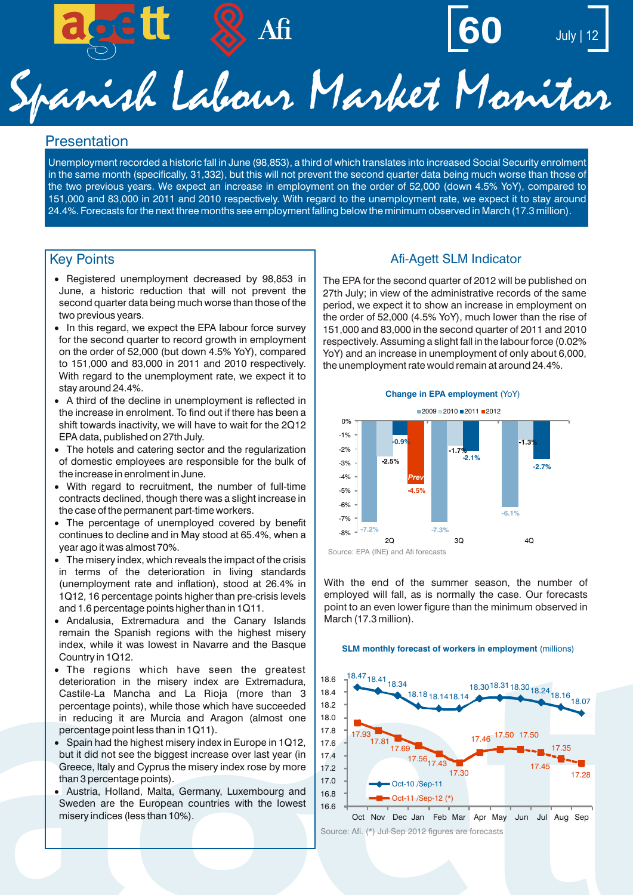# Spanish Labour Market Monitor

60 — July | 12

## Presentation

Unemployment recorded a historic fall in June (98,853), a third of which translates into increased Social Security enrolment in the same month (specifically, 31,332), but this will not prevent the second quarter data being much worse than those of the two previous years. We expect an increase in employment on the order of 52,000 (down 4.5% YoY), compared to 151,000 and 83,000 in 2011 and 2010 respectively. With regard to the unemployment rate, we expect it to stay around 24.4%. Forecasts for the next three months see employment falling below the minimum observed in March (17.3 million).

## Key Points

- Registered unemployment decreased by 98,853 in June, a historic reduction that will not prevent the second quarter data being much worse than those of the two previous years.
- In this regard, we expect the EPA labour force survey for the second quarter to record growth in employment on the order of 52,000 (but down 4.5% YoY), compared to 151,000 and 83,000 in 2011 and 2010 respectively. With regard to the unemployment rate, we expect it to stay around 24.4%.
- A third of the decline in unemployment is reflected in the increase in enrolment. To find out if there has been a shift towards inactivity, we will have to wait for the 2Q12 EPA data, published on 27th July.
- The hotels and catering sector and the regularization of domestic employees are responsible for the bulk of the increase in enrolment in June.
- With regard to recruitment, the number of full-time contracts declined, though there was a slight increase in the case of the permanent part-time workers.
- The percentage of unemployed covered by benefit continues to decline and in May stood at 65.4%, when a year ago it was almost 70%.
- The misery index, which reveals the impact of the crisis in terms of the deterioration in living standards (unemployment rate and inflation), stood at 26.4% in 1Q12, 16 percentage points higher than pre-crisis levels and 1.6 percentage points higher than in 1Q11.
- Andalusia, Extremadura and the Canary Islands remain the Spanish regions with the highest misery index, while it was lowest in Navarre and the Basque Country in 1Q12.
- The regions which have seen the greatest deterioration in the misery index are Extremadura, Castile-La Mancha and La Rioja (more than 3 percentage points), while those which have succeeded in reducing it are Murcia and Aragon (almost one percentage point less than in 1Q11).
- Spain had the highest misery index in Europe in 1Q12, but it did not see the biggest increase over last year (in Greece, Italy and Cyprus the misery index rose by more than 3 percentage points).
- Austria, Holland, Malta, Germany, Luxembourg and Sweden are the European countries with the lowest misery indices (less than 10%).

## Afi-Agett SLM Indicator

The EPA for the second quarter of 2012 will be published on 27th July; in view of the administrative records of the same period, we expect it to show an increase in employment on the order of 52,000 (4.5% YoY), much lower than the rise of 151,000 and 83,000 in the second quarter of 2011 and 2010 respectively. Assuming a slight fall in the labour force (0.02% YoY) and an increase in unemployment of only about 6,000, the unemployment rate would remain at around 24.4%.

**Change in EPA employment** (YoY)

| | 2009 | 2010 | 2011 | 2012 |
|---|---|---|---|---|
| 2Q | -7.2% | -2.5% | -0.9% | -4.5% (Prev) |
| 3Q | -7.3% | -1.7% | -2.1% | |
| 4Q | -6.1% | -1.3% | -2.7% | |

Source: EPA (INE) and Afi forecasts

With the end of the summer season, the number of employed will fall, as is normally the case. Our forecasts point to an even lower figure than the minimum observed in March (17.3 million).

**SLM monthly forecast of workers in employment** (millions)

| | Oct | Nov | Dec | Jan | Feb | Mar | Apr | May | Jun | Jul | Aug | Sep |
|---|---|---|---|---|---|---|---|---|---|---|---|---|
| Oct-10 /Sep-11 | 18.47 | 18.41 | 18.34 | 18.18 | 18.14 | 18.14 | 18.30 | 18.31 | 18.30 | 18.24 | 18.16 | 18.07 |
| Oct-11 /Sep-12 (*) | 17.93 | 17.81 | 17.69 | 17.56 | 17.43 | 17.30 | 17.46 | 17.50 | 17.50 | 17.45 | 17.35 | 17.28 |

Source: Afi. (*) Jul-Sep 2012 figures are forecasts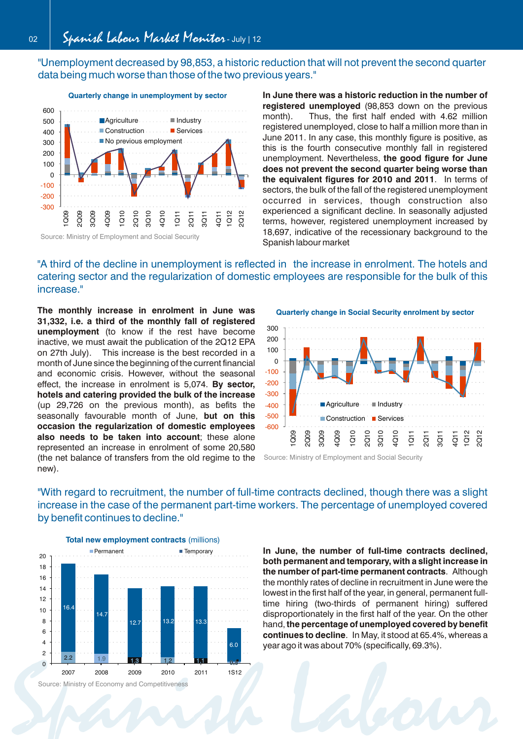"Unemployment decreased by 98,853, a historic reduction that will not prevent the second quarter data being much worse than those of the two previous years."

**Quarterly change in unemployment by sector**

Source: Ministry of Employment and Social Security

**In June there was a historic reduction in the number of registered unemployed** (98,853 down on the previous month). Thus, the first half ended with 4.62 million registered unemployed, close to half a million more than in June 2011. In any case, this monthly figure is positive, as this is the fourth consecutive monthly fall in registered unemployment. Nevertheless, **the good figure for June does not prevent the second quarter being worse than the equivalent figures for 2010 and 2011**. In terms of sectors, the bulk of the fall of the registered unemployment occurred in services, though construction also experienced a significant decline. In seasonally adjusted terms, however, registered unemployment increased by 18,697, indicative of the recessionary background to the Spanish labour market

"A third of the decline in unemployment is reflected in the increase in enrolment. The hotels and catering sector and the regularization of domestic employees are responsible for the bulk of this increase."

**The monthly increase in enrolment in June was 31,332, i.e. a third of the monthly fall of registered unemployment** (to know if the rest have become inactive, we must await the publication of the 2Q12 EPA on 27th July). This increase is the best recorded in a month of June since the beginning of the current financial and economic crisis. However, without the seasonal effect, the increase in enrolment is 5,074. **By sector, hotels and catering provided the bulk of the increase** (up 29,726 on the previous month), as befits the seasonally favourable month of June, **but on this occasion the regularization of domestic employees also needs to be taken into account**; these alone represented an increase in enrolment of some 20,580 (the net balance of transfers from the old regime to the new).

**Quarterly change in Social Security enrolment by sector**

Source: Ministry of Employment and Social Security

"With regard to recruitment, the number of full-time contracts declined, though there was a slight increase in the case of the permanent part-time workers. The percentage of unemployed covered by benefit continues to decline."

**Total new employment contracts** (millions)

| | 2007 | 2008 | 2009 | 2010 | 2011 | 1S12 |
|---|---|---|---|---|---|---|
| Permanent | 2.2 | 1.9 | 1.3 | 1.2 | 1.1 | 0.5 |
| Temporary | 16.4 | 14.7 | 12.7 | 13.2 | 13.3 | 6.0 |

Source: Ministry of Economy and Competitiveness

**In June, the number of full-time contracts declined, both permanent and temporary, with a slight increase in the number of part-time permanent contracts**. Although the monthly rates of decline in recruitment in June were the lowest in the first half of the year, in general, permanent full-time hiring (two-thirds of permanent hiring) suffered disproportionately in the first half of the year. On the other hand, **the percentage of unemployed covered by benefit continues to decline**. In May, it stood at 65.4%, whereas a year ago it was about 70% (specifically, 69.3%).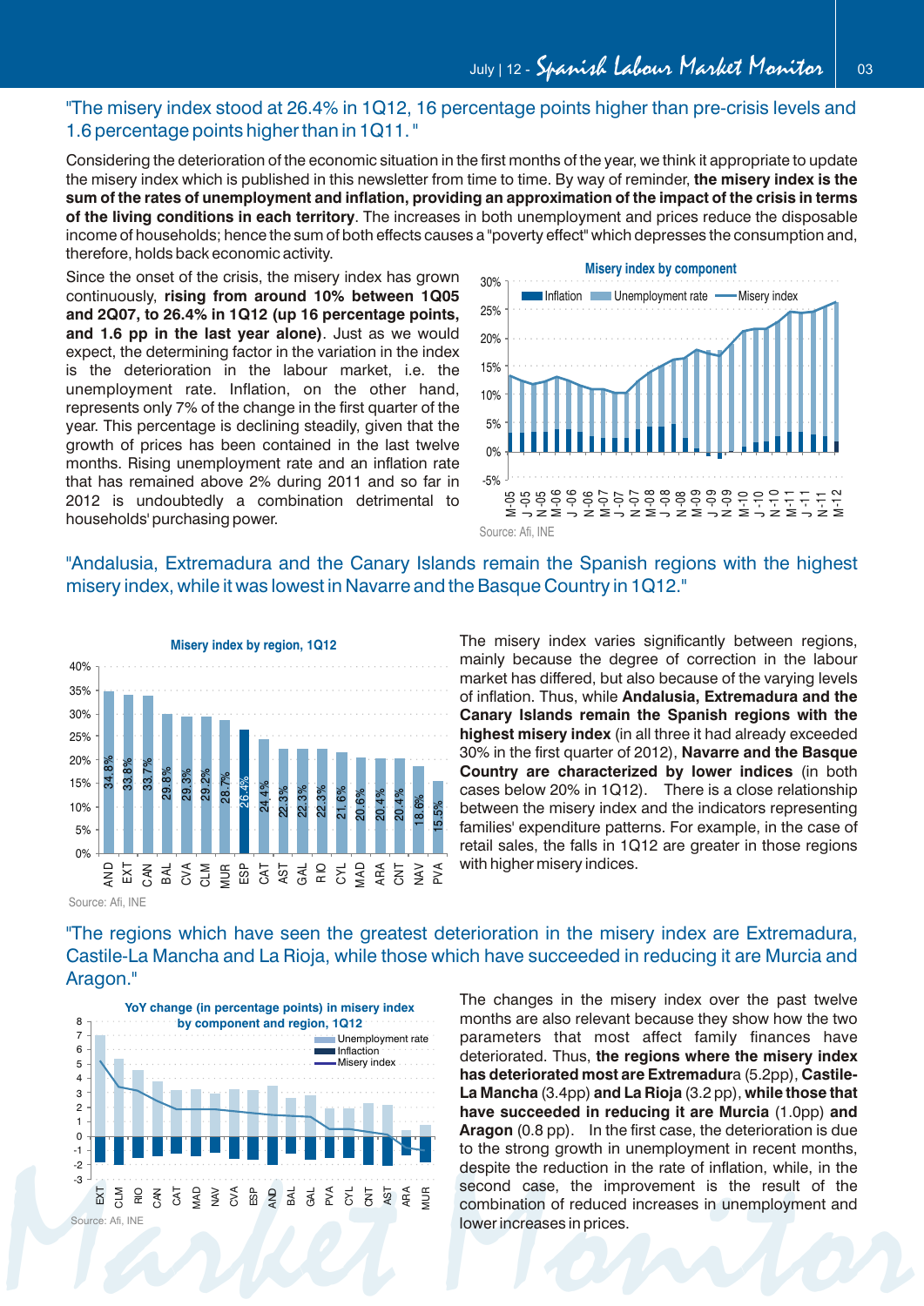"The misery index stood at 26.4% in 1Q12, 16 percentage points higher than pre-crisis levels and 1.6 percentage points higher than in 1Q11."

Considering the deterioration of the economic situation in the first months of the year, we think it appropriate to update the misery index which is published in this newsletter from time to time. By way of reminder, **the misery index is the sum of the rates of unemployment and inflation, providing an approximation of the impact of the crisis in terms of the living conditions in each territory**. The increases in both unemployment and prices reduce the disposable income of households; hence the sum of both effects causes a "poverty effect" which depresses the consumption and, therefore, holds back economic activity.

Since the onset of the crisis, the misery index has grown continuously, **rising from around 10% between 1Q05 and 2Q07, to 26.4% in 1Q12 (up 16 percentage points, and 1.6 pp in the last year alone)**. Just as we would expect, the determining factor in the variation in the index is the deterioration in the labour market, i.e. the unemployment rate. Inflation, on the other hand, represents only 7% of the change in the first quarter of the year. This percentage is declining steadily, given that the growth of prices has been contained in the last twelve months. Rising unemployment rate and an inflation rate that has remained above 2% during 2011 and so far in 2012 is undoubtedly a combination detrimental to households' purchasing power.

**Misery index by component**

Legend: Inflation, Unemployment rate, Misery index

Source: Afi, INE

"Andalusia, Extremadura and the Canary Islands remain the Spanish regions with the highest misery index, while it was lowest in Navarre and the Basque Country in 1Q12."

**Misery index by region, 1Q12**

| Region | Misery index |
|---|---|
| AND | 34.8% |
| EXT | 33.8% |
| CAN | 33.7% |
| BAL | 29.8% |
| CVA | 29.3% |
| CLM | 29.2% |
| MUR | 28.7% |
| ESP | 26.4% |
| CAT | 24.4% |
| AST | 22.3% |
| GAL | 22.3% |
| RIO | 22.3% |
| CYL | 21.6% |
| MAD | 20.6% |
| ARA | 20.4% |
| CNT | 20.4% |
| NAV | 18.6% |
| PVA | 15.5% |

Source: Afi, INE

The misery index varies significantly between regions, mainly because the degree of correction in the labour market has differed, but also because of the varying levels of inflation. Thus, while **Andalusia, Extremadura and the Canary Islands remain the Spanish regions with the highest misery index** (in all three it had already exceeded 30% in the first quarter of 2012), **Navarre and the Basque Country are characterized by lower indices** (in both cases below 20% in 1Q12). There is a close relationship between the misery index and the indicators representing families' expenditure patterns. For example, in the case of retail sales, the falls in 1Q12 are greater in those regions with higher misery indices.

"The regions which have seen the greatest deterioration in the misery index are Extremadura, Castile-La Mancha and La Rioja, while those which have succeeded in reducing it are Murcia and Aragon."

**YoY change (in percentage points) in misery index by component and region, 1Q12**

Legend: Unemployment rate, Inflaction, Misery index

Regions: EXT, CLM, RIO, CAN, CAT, MAD, NAV, CVA, ESP, AND, BAL, GAL, PVA, CYL, CNT, AST, ARA, MUR

Source: Afi, INE

The changes in the misery index over the past twelve months are also relevant because they show how the two parameters that most affect family finances have deteriorated. Thus, **the regions where the misery index has deteriorated most are Extremadur**a (5.2pp), **Castile-La Mancha** (3.4pp) **and La Rioja** (3.2 pp), **while those that have succeeded in reducing it are Murcia** (1.0pp) **and Aragon** (0.8 pp). In the first case, the deterioration is due to the strong growth in unemployment in recent months, despite the reduction in the rate of inflation, while, in the second case, the improvement is the result of the combination of reduced increases in unemployment and lower increases in prices.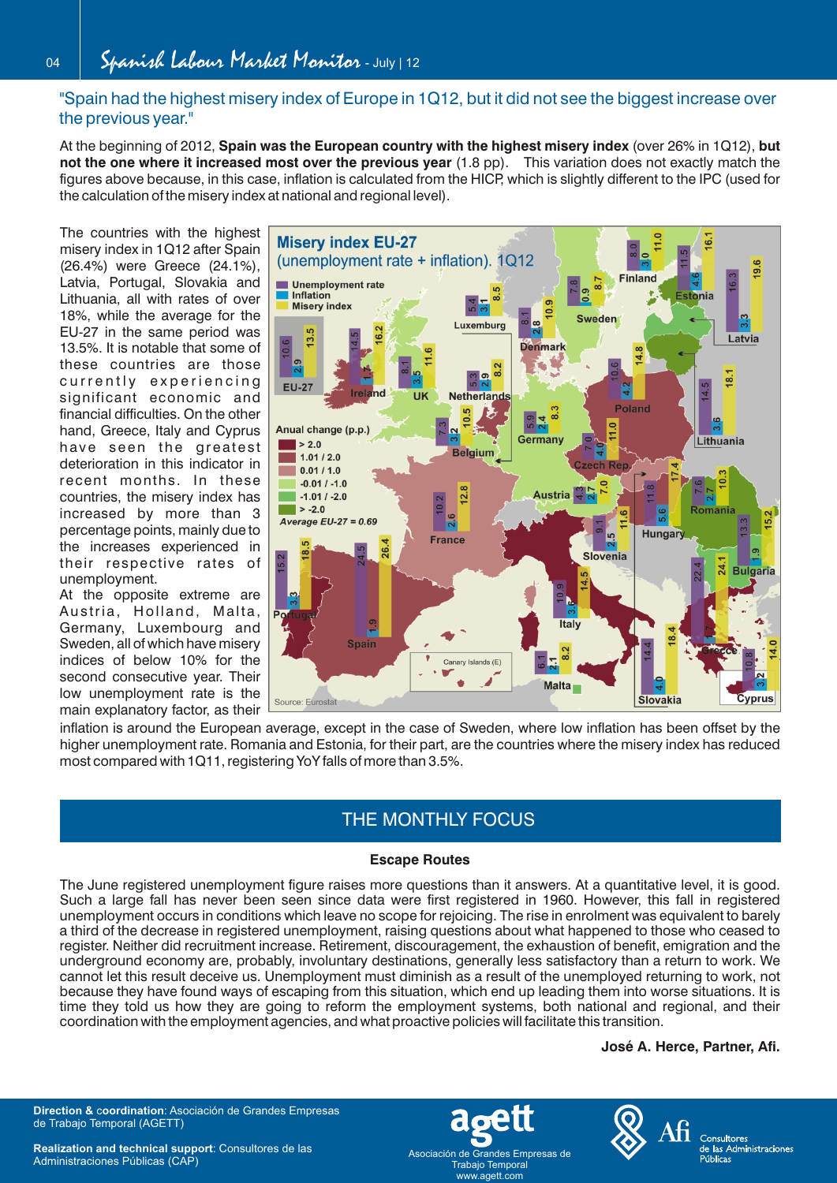"Spain had the highest misery index of Europe in 1Q12, but it did not see the biggest increase over the previous year."

At the beginning of 2012, **Spain was the European country with the highest misery index** (over 26% in 1Q12), **but not the one where it increased most over the previous year** (1.8 pp). This variation does not exactly match the figures above because, in this case, inflation is calculated from the HICP, which is slightly different to the IPC (used for the calculation of the misery index at national and regional level).

The countries with the highest misery index in 1Q12 after Spain (26.4%) were Greece (24.1%), Latvia, Portugal, Slovakia and Lithuania, all with rates of over 18%, while the average for the EU-27 in the same period was 13.5%. It is notable that some of these countries are those currently experiencing significant economic and financial difficulties. On the other hand, Greece, Italy and Cyprus have seen the greatest deterioration in this indicator in recent months. In these countries, the misery index has increased by more than 3 percentage points, mainly due to the increases experienced in their respective rates of unemployment.

At the opposite extreme are Austria, Holland, Malta, Germany, Luxembourg and Sweden, all of which have misery indices of below 10% for the second consecutive year. Their low unemployment rate is the main explanatory factor, as their inflation is around the European average, except in the case of Sweden, where low inflation has been offset by the higher unemployment rate. Romania and Estonia, for their part, are the countries where the misery index has reduced most compared with 1Q11, registering YoY falls of more than 3.5%.

**Misery index EU-27**
(unemployment rate + inflation). 1Q12

Unemployment rate
Inflation
Misery index

Anual change (p.p.)
> 2.0
1.01 / 2.0
0.01 / 1.0
-0.01 / -1.0
-1.01 / -2.0
> -2.0
*Average EU-27 = 0.69*

EU-27: 10.6, 2.9, 13.5
Ireland: 14.5, 1.7, 16.2
UK: 8.1, 3.5, 11.6
Luxemburg: 5.4, 3.1, 8.5
Netherlands: 5.3, 2.9, 8.2
Belgium: 7.3, 3.2, 10.5
Denmark: 8.1, 2.8, 10.9
Sweden: 7.8, 0.9, 8.7
Finland: 8.0, 3.0, 11.0
Estonia: 11.5, 4.6, 16.1
Latvia: 16.3, 3.3, 19.6
Lithuania: 14.5, 3.6, 18.1
Poland: 10.6, 4.2, 14.8
Germany: 5.9, 2.4, 8.3
Czech Rep.: 7.0, 4.0, 11.0
Austria: 4.3, 2.7, 7.0
Slovenia: 9.1, 2.5, 11.6
Hungary: 11.8, 5.6, 17.4
Romania: 7.6, 2.7, 10.3
Bulgaria: 13.3, 1.9, 15.2
France: 10.2, 2.6, 12.8
Portugal: 15.2, 3.3, 18.5
Spain: 24.5, 1.9, 26.4
Italy: 10.9, 3.6, 14.5
Malta: 6.1, 2.1, 8.2
Slovakia: 14.4, 4.0, 18.4
Greece: 22.4, 1.7, 24.1
Cyprus: 10.8, 3.2, 14.0
Canary Islands (E)

Source: Eurostat

## THE MONTHLY FOCUS

**Escape Routes**

The June registered unemployment figure raises more questions than it answers. At a quantitative level, it is good. Such a large fall has never been seen since data were first registered in 1960. However, this fall in registered unemployment occurs in conditions which leave no scope for rejoicing. The rise in enrolment was equivalent to barely a third of the decrease in registered unemployment, raising questions about what happened to those who ceased to register. Neither did recruitment increase. Retirement, discouragement, the exhaustion of benefit, emigration and the underground economy are, probably, involuntary destinations, generally less satisfactory than a return to work. We cannot let this result deceive us. Unemployment must diminish as a result of the unemployed returning to work, not because they have found ways of escaping from this situation, which end up leading them into worse situations. It is time they told us how they are going to reform the employment systems, both national and regional, and their coordination with the employment agencies, and what proactive policies will facilitate this transition.

**José A. Herce, Partner, Afi.**

**Direction & coordination**: Asociación de Grandes Empresas de Trabajo Temporal (AGETT)

**Realization and technical support**: Consultores de las Administraciones Públicas (CAP)

agett
Asociación de Grandes Empresas de Trabajo Temporal
www.agett.com

Afi Consultores de las Administraciones Públicas